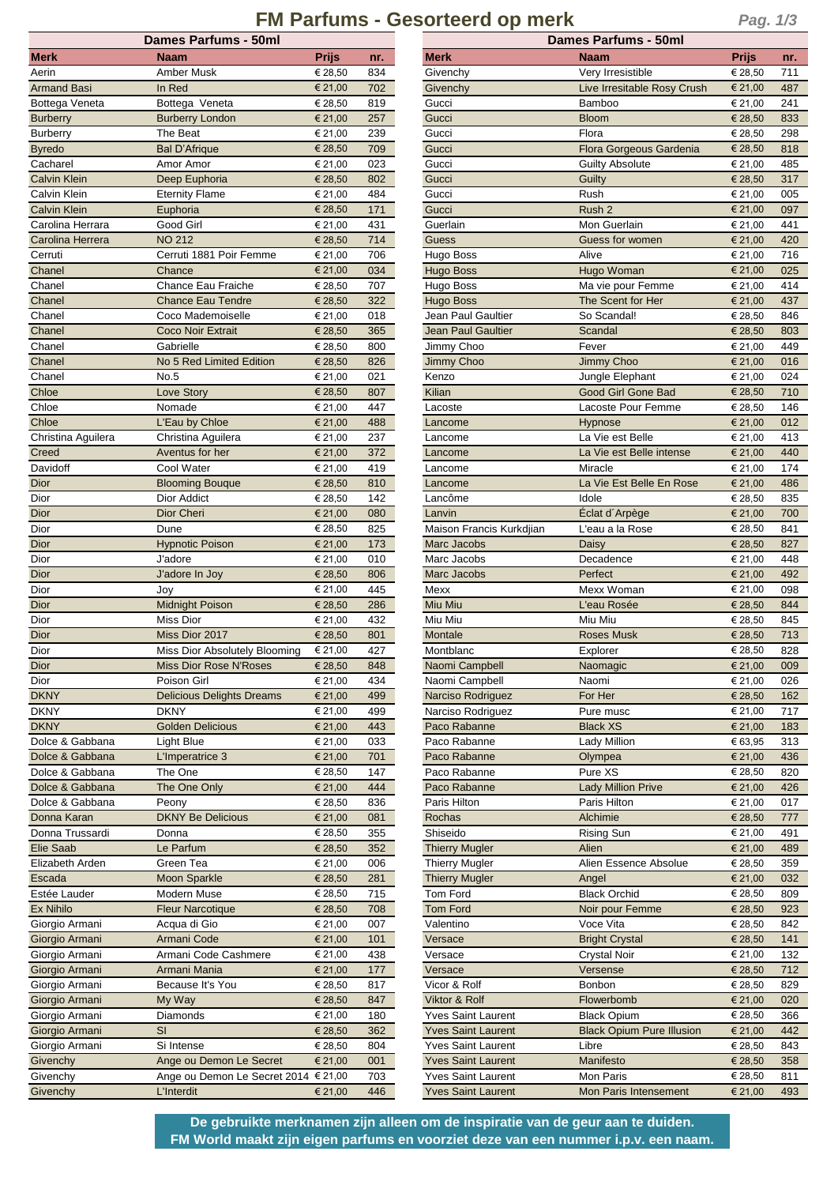# FM Parfums - Gesorteerd op merk

## Dames Parfums - 50ml

| Merk | Naam | Prijs | nr. |
|---|---|---|---|
| Aerin | Amber Musk | € 28,50 | 834 |
| Armand Basi | In Red | € 21,00 | 702 |
| Bottega Veneta | Bottega Veneta | € 28,50 | 819 |
| Burberry | Burberry London | € 21,00 | 257 |
| Burberry | The Beat | € 21,00 | 239 |
| Byredo | Bal D'Afrique | € 28,50 | 709 |
| Cacharel | Amor Amor | € 21,00 | 023 |
| Calvin Klein | Deep Euphoria | € 28,50 | 802 |
| Calvin Klein | Eternity Flame | € 21,00 | 484 |
| Calvin Klein | Euphoria | € 28,50 | 171 |
| Carolina Herrara | Good Girl | € 21,00 | 431 |
| Carolina Herrera | NO 212 | € 28,50 | 714 |
| Cerruti | Cerruti 1881 Poir Femme | € 21,00 | 706 |
| Chanel | Chance | € 21,00 | 034 |
| Chanel | Chance Eau Fraiche | € 28,50 | 707 |
| Chanel | Chance Eau Tendre | € 28,50 | 322 |
| Chanel | Coco Mademoiselle | € 21,00 | 018 |
| Chanel | Coco Noir Extrait | € 28,50 | 365 |
| Chanel | Gabrielle | € 28,50 | 800 |
| Chanel | No 5 Red Limited Edition | € 28,50 | 826 |
| Chanel | No.5 | € 21,00 | 021 |
| Chloe | Love Story | € 28,50 | 807 |
| Chloe | Nomade | € 21,00 | 447 |
| Chloe | L'Eau by Chloe | € 21,00 | 488 |
| Christina Aguilera | Christina Aguilera | € 21,00 | 237 |
| Creed | Aventus for her | € 21,00 | 372 |
| Davidoff | Cool Water | € 21,00 | 419 |
| Dior | Blooming Bouque | € 28,50 | 810 |
| Dior | Dior Addict | € 28,50 | 142 |
| Dior | Dior Cheri | € 21,00 | 080 |
| Dior | Dune | € 28,50 | 825 |
| Dior | Hypnotic Poison | € 21,00 | 173 |
| Dior | J'adore | € 21,00 | 010 |
| Dior | J'adore In Joy | € 28,50 | 806 |
| Dior | Joy | € 21,00 | 445 |
| Dior | Midnight Poison | € 28,50 | 286 |
| Dior | Miss Dior | € 21,00 | 432 |
| Dior | Miss Dior 2017 | € 28,50 | 801 |
| Dior | Miss Dior Absolutely Blooming | € 21,00 | 427 |
| Dior | Miss Dior Rose N'Roses | € 28,50 | 848 |
| Dior | Poison Girl | € 21,00 | 434 |
| DKNY | Delicious Delights Dreams | € 21,00 | 499 |
| DKNY | DKNY | € 21,00 | 499 |
| DKNY | Golden Delicious | € 21,00 | 443 |
| Dolce & Gabbana | Light Blue | € 21,00 | 033 |
| Dolce & Gabbana | L'Imperatrice 3 | € 21,00 | 701 |
| Dolce & Gabbana | The One | € 28,50 | 147 |
| Dolce & Gabbana | The One Only | € 21,00 | 444 |
| Dolce & Gabbana | Peony | € 28,50 | 836 |
| Donna Karan | DKNY Be Delicious | € 21,00 | 081 |
| Donna Trussardi | Donna | € 28,50 | 355 |
| Elie Saab | Le Parfum | € 28,50 | 352 |
| Elizabeth Arden | Green Tea | € 21,00 | 006 |
| Escada | Moon Sparkle | € 28,50 | 281 |
| Estée Lauder | Modern Muse | € 28,50 | 715 |
| Ex Nihilo | Fleur Narcotique | € 28,50 | 708 |
| Giorgio Armani | Acqua di Gio | € 21,00 | 007 |
| Giorgio Armani | Armani Code | € 21,00 | 101 |
| Giorgio Armani | Armani Code Cashmere | € 21,00 | 438 |
| Giorgio Armani | Armani Mania | € 21,00 | 177 |
| Giorgio Armani | Because It's You | € 28,50 | 817 |
| Giorgio Armani | My Way | € 28,50 | 847 |
| Giorgio Armani | Diamonds | € 21,00 | 180 |
| Giorgio Armani | SI | € 28,50 | 362 |
| Giorgio Armani | Si Intense | € 28,50 | 804 |
| Givenchy | Ange ou Demon Le Secret | € 21,00 | 001 |
| Givenchy | Ange ou Demon Le Secret 2014 | € 21,00 | 703 |
| Givenchy | L'Interdit | € 21,00 | 446 |
| Givenchy | Very Irresistible | € 28,50 | 711 |
| Givenchy | Live Irresitable Rosy Crush | € 21,00 | 487 |
| Gucci | Bamboo | € 21,00 | 241 |
| Gucci | Bloom | € 28,50 | 833 |
| Gucci | Flora | € 28,50 | 298 |
| Gucci | Flora Gorgeous Gardenia | € 28,50 | 818 |
| Gucci | Guilty Absolute | € 21,00 | 485 |
| Gucci | Guilty | € 28,50 | 317 |
| Gucci | Rush | € 21,00 | 005 |
| Gucci | Rush 2 | € 21,00 | 097 |
| Guerlain | Mon Guerlain | € 21,00 | 441 |
| Guess | Guess for women | € 21,00 | 420 |
| Hugo Boss | Alive | € 21,00 | 716 |
| Hugo Boss | Hugo Woman | € 21,00 | 025 |
| Hugo Boss | Ma vie pour Femme | € 21,00 | 414 |
| Hugo Boss | The Scent for Her | € 21,00 | 437 |
| Jean Paul Gaultier | So Scandal! | € 28,50 | 846 |
| Jean Paul Gaultier | Scandal | € 28,50 | 803 |
| Jimmy Choo | Fever | € 21,00 | 449 |
| Jimmy Choo | Jimmy Choo | € 21,00 | 016 |
| Kenzo | Jungle Elephant | € 21,00 | 024 |
| Kilian | Good Girl Gone Bad | € 28,50 | 710 |
| Lacoste | Lacoste Pour Femme | € 28,50 | 146 |
| Lancome | Hypnose | € 21,00 | 012 |
| Lancome | La Vie est Belle | € 21,00 | 413 |
| Lancome | La Vie est Belle intense | € 21,00 | 440 |
| Lancome | Miracle | € 21,00 | 174 |
| Lancome | La Vie Est Belle En Rose | € 21,00 | 486 |
| Lancôme | Idole | € 28,50 | 835 |
| Lanvin | Éclat d´Arpège | € 21,00 | 700 |
| Maison Francis Kurkdjian | L'eau a la Rose | € 28,50 | 841 |
| Marc Jacobs | Daisy | € 28,50 | 827 |
| Marc Jacobs | Decadence | € 21,00 | 448 |
| Marc Jacobs | Perfect | € 21,00 | 492 |
| Mexx | Mexx Woman | € 21,00 | 098 |
| Miu Miu | L'eau Rosée | € 28,50 | 844 |
| Miu Miu | Miu Miu | € 28,50 | 845 |
| Montale | Roses Musk | € 28,50 | 713 |
| Montblanc | Explorer | € 28,50 | 828 |
| Naomi Campbell | Naomagic | € 21,00 | 009 |
| Naomi Campbell | Naomi | € 21,00 | 026 |
| Narciso Rodriguez | For Her | € 28,50 | 162 |
| Narciso Rodriguez | Pure musc | € 21,00 | 717 |
| Paco Rabanne | Black XS | € 21,00 | 183 |
| Paco Rabanne | Lady Million | € 63,95 | 313 |
| Paco Rabanne | Olympea | € 21,00 | 436 |
| Paco Rabanne | Pure XS | € 28,50 | 820 |
| Paco Rabanne | Lady Million Prive | € 21,00 | 426 |
| Paris Hilton | Paris Hilton | € 21,00 | 017 |
| Rochas | Alchimie | € 28,50 | 777 |
| Shiseido | Rising Sun | € 21,00 | 491 |
| Thierry Mugler | Alien | € 21,00 | 489 |
| Thierry Mugler | Alien Essence Absolue | € 28,50 | 359 |
| Thierry Mugler | Angel | € 21,00 | 032 |
| Tom Ford | Black Orchid | € 28,50 | 809 |
| Tom Ford | Noir pour Femme | € 28,50 | 923 |
| Valentino | Voce Vita | € 28,50 | 842 |
| Versace | Bright Crystal | € 28,50 | 141 |
| Versace | Crystal Noir | € 21,00 | 132 |
| Versace | Versense | € 28,50 | 712 |
| Vicor & Rolf | Bonbon | € 28,50 | 829 |
| Viktor & Rolf | Flowerbomb | € 21,00 | 020 |
| Yves Saint Laurent | Black Opium | € 28,50 | 366 |
| Yves Saint Laurent | Black Opium Pure Illusion | € 21,00 | 442 |
| Yves Saint Laurent | Libre | € 28,50 | 843 |
| Yves Saint Laurent | Manifesto | € 28,50 | 358 |
| Yves Saint Laurent | Mon Paris | € 28,50 | 811 |
| Yves Saint Laurent | Mon Paris Intensement | € 21,00 | 493 |

**De gebruikte merknamen zijn alleen om de inspiratie van de geur aan te duiden.
FM World maakt zijn eigen parfums en voorziet deze van een nummer i.p.v. een naam.**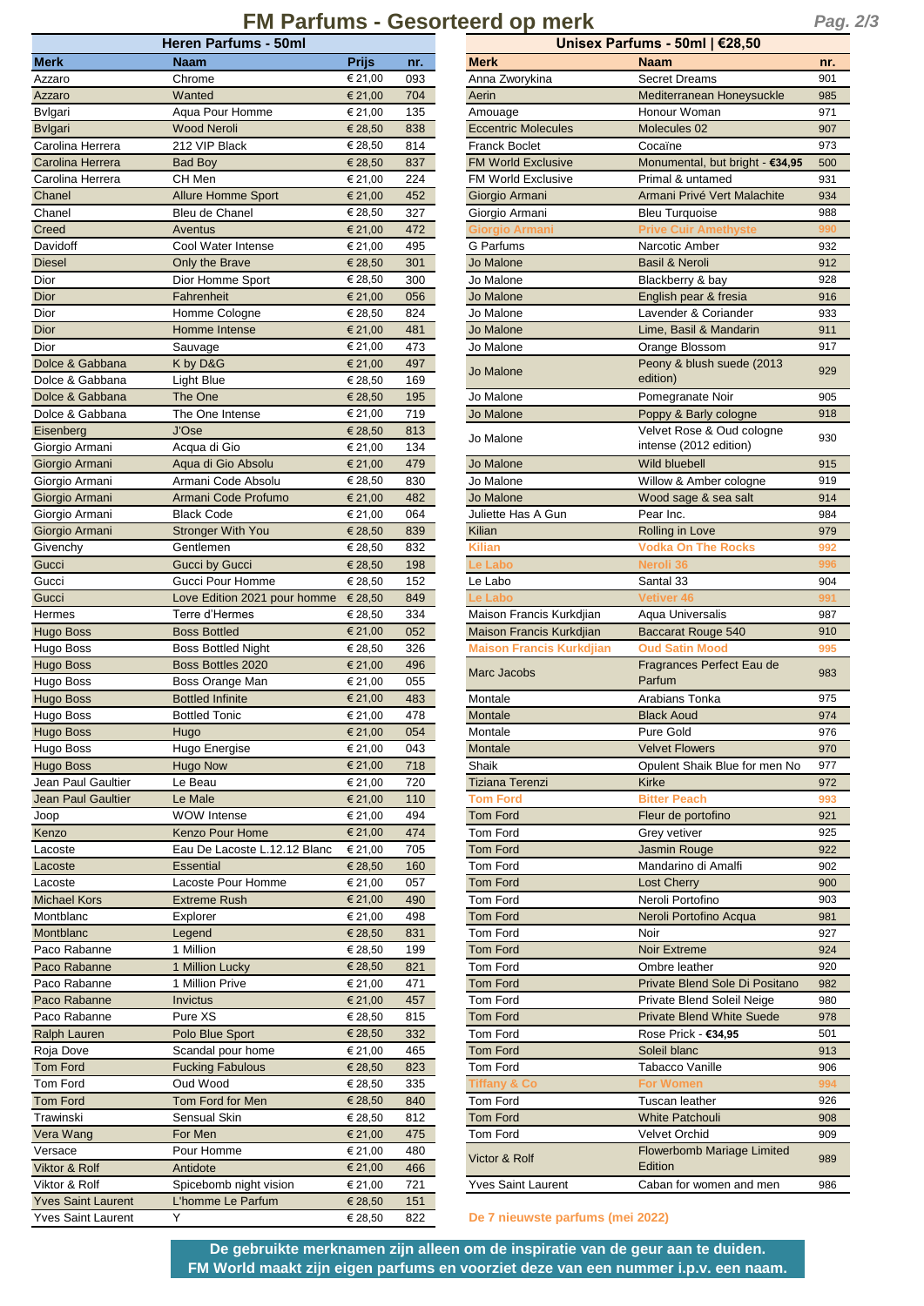# FM Parfums - Gesorteerd op merk

## Heren Parfums - 50ml

| Merk | Naam | Prijs | nr. |
|---|---|---|---|
| Azzaro | Chrome | € 21,00 | 093 |
| Azzaro | Wanted | € 21,00 | 704 |
| Bvlgari | Aqua Pour Homme | € 21,00 | 135 |
| Bvlgari | Wood Neroli | € 28,50 | 838 |
| Carolina Herrera | 212 VIP Black | € 28,50 | 814 |
| Carolina Herrera | Bad Boy | € 28,50 | 837 |
| Carolina Herrera | CH Men | € 21,00 | 224 |
| Chanel | Allure Homme Sport | € 21,00 | 452 |
| Chanel | Bleu de Chanel | € 28,50 | 327 |
| Creed | Aventus | € 21,00 | 472 |
| Davidoff | Cool Water Intense | € 21,00 | 495 |
| Diesel | Only the Brave | € 28,50 | 301 |
| Dior | Dior Homme Sport | € 28,50 | 300 |
| Dior | Fahrenheit | € 21,00 | 056 |
| Dior | Homme Cologne | € 28,50 | 824 |
| Dior | Homme Intense | € 21,00 | 481 |
| Dior | Sauvage | € 21,00 | 473 |
| Dolce & Gabbana | K by D&G | € 21,00 | 497 |
| Dolce & Gabbana | Light Blue | € 28,50 | 169 |
| Dolce & Gabbana | The One | € 28,50 | 195 |
| Dolce & Gabbana | The One Intense | € 21,00 | 719 |
| Eisenberg | J'Ose | € 28,50 | 813 |
| Giorgio Armani | Acqua di Gio | € 21,00 | 134 |
| Giorgio Armani | Aqua di Gio Absolu | € 21,00 | 479 |
| Giorgio Armani | Armani Code Absolu | € 28,50 | 830 |
| Giorgio Armani | Armani Code Profumo | € 21,00 | 482 |
| Giorgio Armani | Black Code | € 21,00 | 064 |
| Giorgio Armani | Stronger With You | € 28,50 | 839 |
| Givenchy | Gentlemen | € 28,50 | 832 |
| Gucci | Gucci by Gucci | € 28,50 | 198 |
| Gucci | Gucci Pour Homme | € 28,50 | 152 |
| Gucci | Love Edition 2021 pour homme | € 28,50 | 849 |
| Hermes | Terre d'Hermes | € 28,50 | 334 |
| Hugo Boss | Boss Bottled | € 21,00 | 052 |
| Hugo Boss | Boss Bottled Night | € 28,50 | 326 |
| Hugo Boss | Boss Bottles 2020 | € 21,00 | 496 |
| Hugo Boss | Boss Orange Man | € 21,00 | 055 |
| Hugo Boss | Bottled Infinite | € 21,00 | 483 |
| Hugo Boss | Bottled Tonic | € 21,00 | 478 |
| Hugo Boss | Hugo | € 21,00 | 054 |
| Hugo Boss | Hugo Energise | € 21,00 | 043 |
| Hugo Boss | Hugo Now | € 21,00 | 718 |
| Jean Paul Gaultier | Le Beau | € 21,00 | 720 |
| Jean Paul Gaultier | Le Male | € 21,00 | 110 |
| Joop | WOW Intense | € 21,00 | 494 |
| Kenzo | Kenzo Pour Home | € 21,00 | 474 |
| Lacoste | Eau De Lacoste L.12.12 Blanc | € 21,00 | 705 |
| Lacoste | Essential | € 28,50 | 160 |
| Lacoste | Lacoste Pour Homme | € 21,00 | 057 |
| Michael Kors | Extreme Rush | € 21,00 | 490 |
| Montblanc | Explorer | € 21,00 | 498 |
| Montblanc | Legend | € 28,50 | 831 |
| Paco Rabanne | 1 Million | € 28,50 | 199 |
| Paco Rabanne | 1 Million Lucky | € 28,50 | 821 |
| Paco Rabanne | 1 Million Prive | € 21,00 | 471 |
| Paco Rabanne | Invictus | € 21,00 | 457 |
| Paco Rabanne | Pure XS | € 28,50 | 815 |
| Ralph Lauren | Polo Blue Sport | € 28,50 | 332 |
| Roja Dove | Scandal pour home | € 21,00 | 465 |
| Tom Ford | Fucking Fabulous | € 28,50 | 823 |
| Tom Ford | Oud Wood | € 28,50 | 335 |
| Tom Ford | Tom Ford for Men | € 28,50 | 840 |
| Trawinski | Sensual Skin | € 28,50 | 812 |
| Vera Wang | For Men | € 21,00 | 475 |
| Versace | Pour Homme | € 21,00 | 480 |
| Viktor & Rolf | Antidote | € 21,00 | 466 |
| Viktor & Rolf | Spicebomb night vision | € 21,00 | 721 |
| Yves Saint Laurent | L'homme Le Parfum | € 28,50 | 151 |
| Yves Saint Laurent | Y | € 28,50 | 822 |

## Unisex Parfums - 50ml | €28,50

| Merk | Naam | nr. |
|---|---|---|
| Anna Zworykina | Secret Dreams | 901 |
| Aerin | Mediterranean Honeysuckle | 985 |
| Amouage | Honour Woman | 971 |
| Eccentric Molecules | Molecules 02 | 907 |
| Franck Boclet | Cocaïne | 973 |
| FM World Exclusive | Monumental, but bright - **€34,95** | 500 |
| FM World Exclusive | Primal & untamed | 931 |
| Giorgio Armani | Armani Privé Vert Malachite | 934 |
| Giorgio Armani | Bleu Turquoise | 988 |
| **Giorgio Armani** | **Prive Cuir Amethyste** | **990** |
| G Parfums | Narcotic Amber | 932 |
| Jo Malone | Basil & Neroli | 912 |
| Jo Malone | Blackberry & bay | 928 |
| Jo Malone | English pear & fresia | 916 |
| Jo Malone | Lavender & Coriander | 933 |
| Jo Malone | Lime, Basil & Mandarin | 911 |
| Jo Malone | Orange Blossom | 917 |
| Jo Malone | Peony & blush suede (2013 edition) | 929 |
| Jo Malone | Pomegranate Noir | 905 |
| Jo Malone | Poppy & Barly cologne | 918 |
| Jo Malone | Velvet Rose & Oud cologne intense (2012 edition) | 930 |
| Jo Malone | Wild bluebell | 915 |
| Jo Malone | Willow & Amber cologne | 919 |
| Jo Malone | Wood sage & sea salt | 914 |
| Juliette Has A Gun | Pear Inc. | 984 |
| Kilian | Rolling in Love | 979 |
| **Kilian** | **Vodka On The Rocks** | **992** |
| **Le Labo** | **Neroli 36** | **996** |
| Le Labo | Santal 33 | 904 |
| **Le Labo** | **Vetiver 46** | **991** |
| Maison Francis Kurkdjian | Aqua Universalis | 987 |
| Maison Francis Kurkdjian | Baccarat Rouge 540 | 910 |
| **Maison Francis Kurkdjian** | **Oud Satin Mood** | **995** |
| Marc Jacobs | Fragrances Perfect Eau de Parfum | 983 |
| Montale | Arabians Tonka | 975 |
| Montale | Black Aoud | 974 |
| Montale | Pure Gold | 976 |
| Montale | Velvet Flowers | 970 |
| Shaik | Opulent Shaik Blue for men No | 977 |
| Tiziana Terenzi | Kirke | 972 |
| **Tom Ford** | **Bitter Peach** | **993** |
| Tom Ford | Fleur de portofino | 921 |
| Tom Ford | Grey vetiver | 925 |
| Tom Ford | Jasmin Rouge | 922 |
| Tom Ford | Mandarino di Amalfi | 902 |
| Tom Ford | Lost Cherry | 900 |
| Tom Ford | Neroli Portofino | 903 |
| Tom Ford | Neroli Portofino Acqua | 981 |
| Tom Ford | Noir | 927 |
| Tom Ford | Noir Extreme | 924 |
| Tom Ford | Ombre leather | 920 |
| Tom Ford | Private Blend Sole Di Positano | 982 |
| Tom Ford | Private Blend Soleil Neige | 980 |
| Tom Ford | Private Blend White Suede | 978 |
| Tom Ford | Rose Prick - **€34,95** | 501 |
| Tom Ford | Soleil blanc | 913 |
| Tom Ford | Tabacco Vanille | 906 |
| **Tiffany & Co** | **For Women** | **994** |
| Tom Ford | Tuscan leather | 926 |
| Tom Ford | White Patchouli | 908 |
| Tom Ford | Velvet Orchid | 909 |
| Victor & Rolf | Flowerbomb Mariage Limited Edition | 989 |
| Yves Saint Laurent | Caban for women and men | 986 |

**De 7 nieuwste parfums (mei 2022)**

**De gebruikte merknamen zijn alleen om de inspiratie van de geur aan te duiden. FM World maakt zijn eigen parfums en voorziet deze van een nummer i.p.v. een naam.**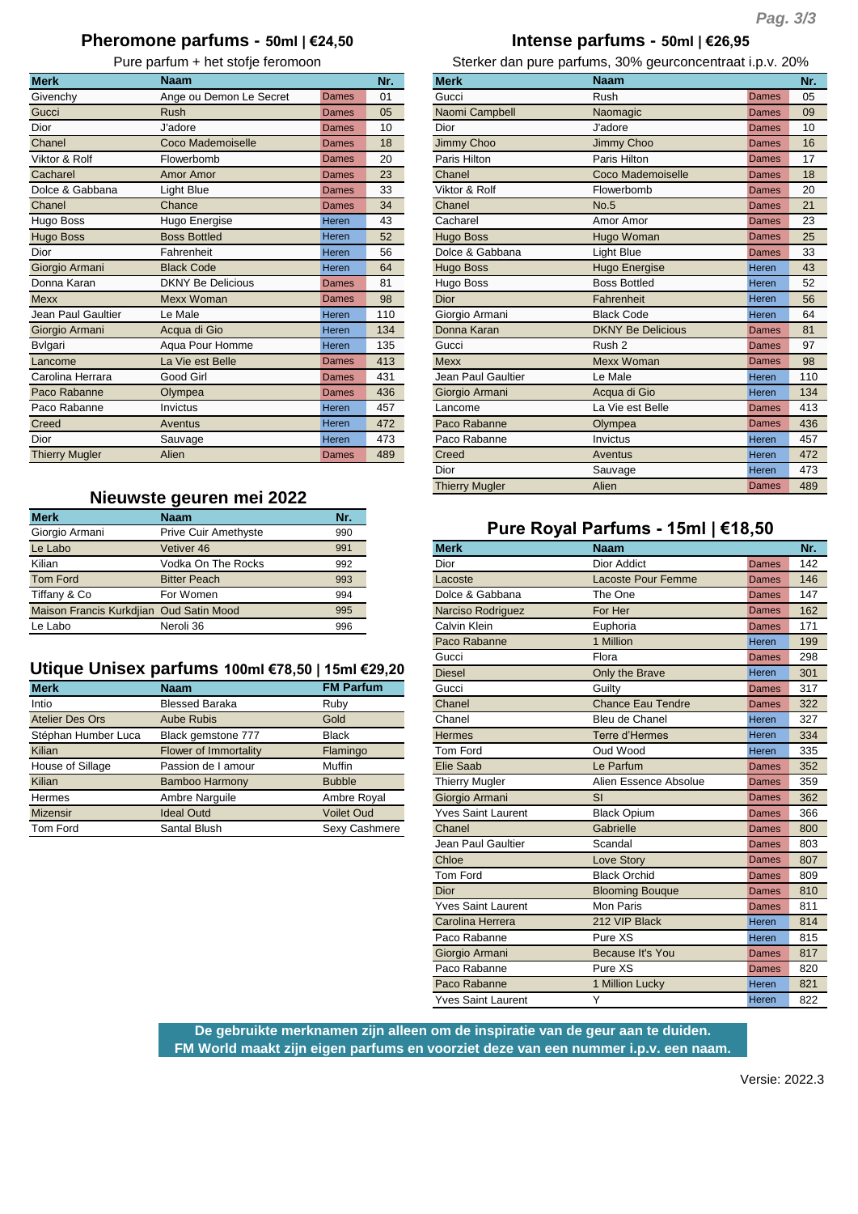## Pheromone parfums - 50ml | €24,50

Pure parfum + het stofje feromoon

| Merk | Naam | | Nr. |
|---|---|---|---|
| Givenchy | Ange ou Demon Le Secret | Dames | 01 |
| Gucci | Rush | Dames | 05 |
| Dior | J'adore | Dames | 10 |
| Chanel | Coco Mademoiselle | Dames | 18 |
| Viktor & Rolf | Flowerbomb | Dames | 20 |
| Cacharel | Amor Amor | Dames | 23 |
| Dolce & Gabbana | Light Blue | Dames | 33 |
| Chanel | Chance | Dames | 34 |
| Hugo Boss | Hugo Energise | Heren | 43 |
| Hugo Boss | Boss Bottled | Heren | 52 |
| Dior | Fahrenheit | Heren | 56 |
| Giorgio Armani | Black Code | Heren | 64 |
| Donna Karan | DKNY Be Delicious | Dames | 81 |
| Mexx | Mexx Woman | Dames | 98 |
| Jean Paul Gaultier | Le Male | Heren | 110 |
| Giorgio Armani | Acqua di Gio | Heren | 134 |
| Bvlgari | Aqua Pour Homme | Heren | 135 |
| Lancome | La Vie est Belle | Dames | 413 |
| Carolina Herrara | Good Girl | Dames | 431 |
| Paco Rabanne | Olympea | Dames | 436 |
| Paco Rabanne | Invictus | Heren | 457 |
| Creed | Aventus | Heren | 472 |
| Dior | Sauvage | Heren | 473 |
| Thierry Mugler | Alien | Dames | 489 |

## Nieuwste geuren mei 2022

| Merk | Naam | Nr. |
|---|---|---|
| Giorgio Armani | Prive Cuir Amethyste | 990 |
| Le Labo | Vetiver 46 | 991 |
| Kilian | Vodka On The Rocks | 992 |
| Tom Ford | Bitter Peach | 993 |
| Tiffany & Co | For Women | 994 |
| Maison Francis Kurkdjian | Oud Satin Mood | 995 |
| Le Labo | Neroli 36 | 996 |

## Utique Unisex parfums 100ml €78,50 | 15ml €29,20

| Merk | Naam | FM Parfum |
|---|---|---|
| Intio | Blessed Baraka | Ruby |
| Atelier Des Ors | Aube Rubis | Gold |
| Stéphan Humber Luca | Black gemstone 777 | Black |
| Kilian | Flower of Immortality | Flamingo |
| House of Sillage | Passion de l amour | Muffin |
| Kilian | Bamboo Harmony | Bubble |
| Hermes | Ambre Narguile | Ambre Royal |
| Mizensir | Ideal Outd | Voilet Oud |
| Tom Ford | Santal Blush | Sexy Cashmere |

## Intense parfums - 50ml | €26,95

Sterker dan pure parfums, 30% geurconcentraat i.p.v. 20%

| Merk | Naam | | Nr. |
|---|---|---|---|
| Gucci | Rush | Dames | 05 |
| Naomi Campbell | Naomagic | Dames | 09 |
| Dior | J'adore | Dames | 10 |
| Jimmy Choo | Jimmy Choo | Dames | 16 |
| Paris Hilton | Paris Hilton | Dames | 17 |
| Chanel | Coco Mademoiselle | Dames | 18 |
| Viktor & Rolf | Flowerbomb | Dames | 20 |
| Chanel | No.5 | Dames | 21 |
| Cacharel | Amor Amor | Dames | 23 |
| Hugo Boss | Hugo Woman | Dames | 25 |
| Dolce & Gabbana | Light Blue | Dames | 33 |
| Hugo Boss | Hugo Energise | Heren | 43 |
| Hugo Boss | Boss Bottled | Heren | 52 |
| Dior | Fahrenheit | Heren | 56 |
| Giorgio Armani | Black Code | Heren | 64 |
| Donna Karan | DKNY Be Delicious | Dames | 81 |
| Gucci | Rush 2 | Dames | 97 |
| Mexx | Mexx Woman | Dames | 98 |
| Jean Paul Gaultier | Le Male | Heren | 110 |
| Giorgio Armani | Acqua di Gio | Heren | 134 |
| Lancome | La Vie est Belle | Dames | 413 |
| Paco Rabanne | Olympea | Dames | 436 |
| Paco Rabanne | Invictus | Heren | 457 |
| Creed | Aventus | Heren | 472 |
| Dior | Sauvage | Heren | 473 |
| Thierry Mugler | Alien | Dames | 489 |

## Pure Royal Parfums - 15ml | €18,50

| Merk | Naam | | Nr. |
|---|---|---|---|
| Dior | Dior Addict | Dames | 142 |
| Lacoste | Lacoste Pour Femme | Dames | 146 |
| Dolce & Gabbana | The One | Dames | 147 |
| Narciso Rodriguez | For Her | Dames | 162 |
| Calvin Klein | Euphoria | Dames | 171 |
| Paco Rabanne | 1 Million | Heren | 199 |
| Gucci | Flora | Dames | 298 |
| Diesel | Only the Brave | Heren | 301 |
| Gucci | Guilty | Dames | 317 |
| Chanel | Chance Eau Tendre | Dames | 322 |
| Chanel | Bleu de Chanel | Heren | 327 |
| Hermes | Terre d'Hermes | Heren | 334 |
| Tom Ford | Oud Wood | Heren | 335 |
| Elie Saab | Le Parfum | Dames | 352 |
| Thierry Mugler | Alien Essence Absolue | Dames | 359 |
| Giorgio Armani | SI | Dames | 362 |
| Yves Saint Laurent | Black Opium | Dames | 366 |
| Chanel | Gabrielle | Dames | 800 |
| Jean Paul Gaultier | Scandal | Dames | 803 |
| Chloe | Love Story | Dames | 807 |
| Tom Ford | Black Orchid | Dames | 809 |
| Dior | Blooming Bouque | Dames | 810 |
| Yves Saint Laurent | Mon Paris | Dames | 811 |
| Carolina Herrera | 212 VIP Black | Heren | 814 |
| Paco Rabanne | Pure XS | Heren | 815 |
| Giorgio Armani | Because It's You | Dames | 817 |
| Paco Rabanne | Pure XS | Dames | 820 |
| Paco Rabanne | 1 Million Lucky | Heren | 821 |
| Yves Saint Laurent | Y | Heren | 822 |

**De gebruikte merknamen zijn alleen om de inspiratie van de geur aan te duiden.**
**FM World maakt zijn eigen parfums en voorziet deze van een nummer i.p.v. een naam.**

Versie: 2022.3